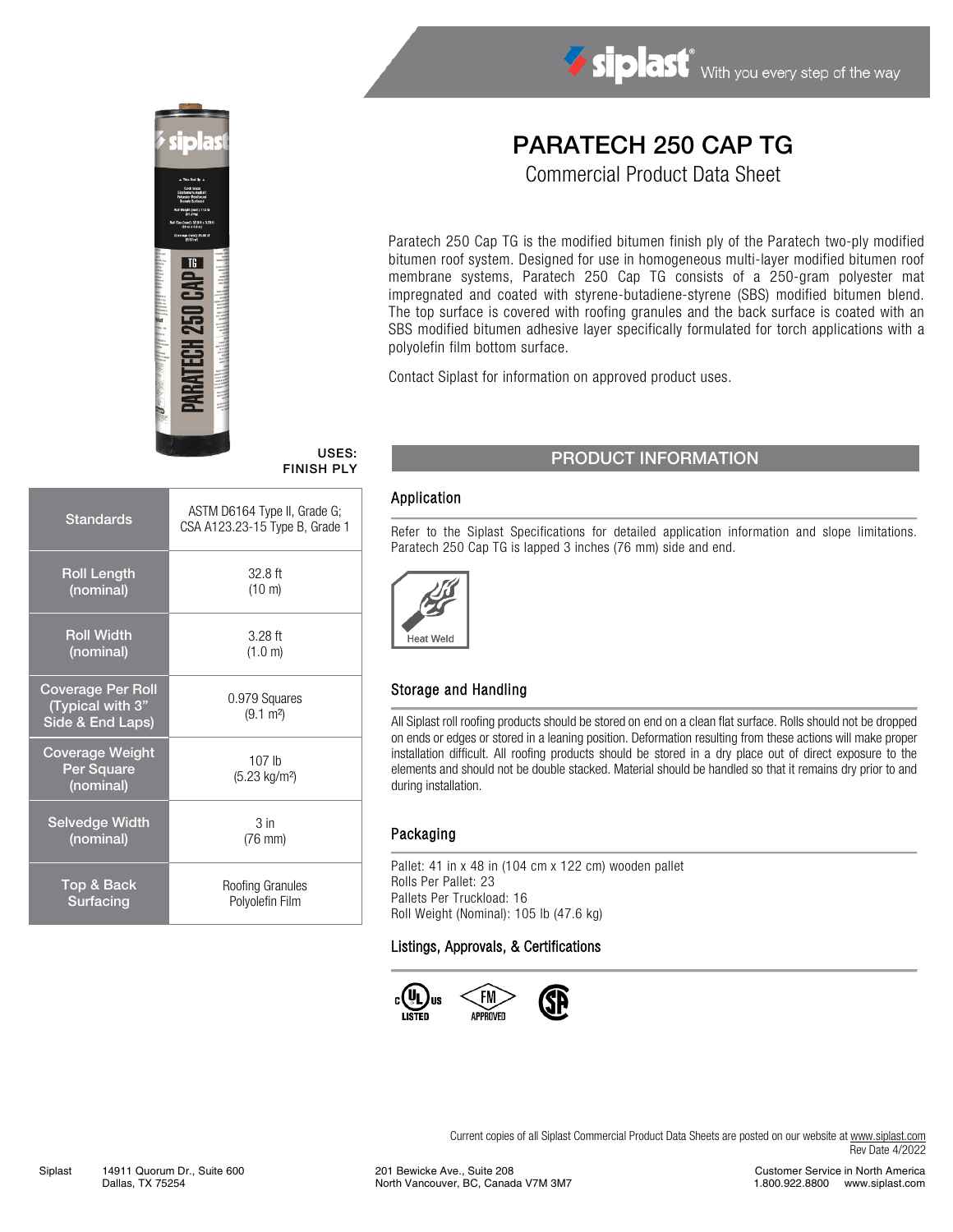# PARATECH 250 CAP TG

## Commercial Product Data Sheet

Paratech 250 Cap TG is the modified bitumen finish ply of the Paratech two-ply modified bitumen roof system. Designed for use in homogeneous multi-layer modified bitumen roof membrane systems, Paratech 250 Cap TG consists of a 250-gram polyester mat impregnated and coated with styrene-butadiene-styrene (SBS) modified bitumen blend. The top surface is covered with roofing granules and the back surface is coated with an SBS modified bitumen adhesive layer specifically formulated for torch applications with a polyolefin film bottom surface.

Contact Siplast for information on approved product uses.

**USES:**
**FINISH PLY**

| | |
|---|---|
| Standards | ASTM D6164 Type II, Grade G; CSA A123.23-15 Type B, Grade 1 |
| Roll Length (nominal) | 32.8 ft (10 m) |
| Roll Width (nominal) | 3.28 ft (1.0 m) |
| Coverage Per Roll (Typical with 3" Side & End Laps) | 0.979 Squares (9.1 m²) |
| Coverage Weight Per Square (nominal) | 107 lb (5.23 kg/m²) |
| Selvedge Width (nominal) | 3 in (76 mm) |
| Top & Back Surfacing | Roofing Granules Polyolefin Film |

## PRODUCT INFORMATION

### Application

Refer to the Siplast Specifications for detailed application information and slope limitations. Paratech 250 Cap TG is lapped 3 inches (76 mm) side and end.

Heat Weld

### Storage and Handling

All Siplast roll roofing products should be stored on end on a clean flat surface. Rolls should not be dropped on ends or edges or stored in a leaning position. Deformation resulting from these actions will make proper installation difficult. All roofing products should be stored in a dry place out of direct exposure to the elements and should not be double stacked. Material should be handled so that it remains dry prior to and during installation.

### Packaging

Pallet: 41 in x 48 in (104 cm x 122 cm) wooden pallet
Rolls Per Pallet: 23
Pallets Per Truckload: 16
Roll Weight (Nominal): 105 lb (47.6 kg)

### Listings, Approvals, & Certifications

c UL us LISTED, FM APPROVED, CSA

Current copies of all Siplast Commercial Product Data Sheets are posted on our website at www.siplast.com
Rev Date 4/2022

Siplast 14911 Quorum Dr., Suite 600, Dallas, TX 75254
201 Bewicke Ave., Suite 208, North Vancouver, BC, Canada V7M 3M7
Customer Service in North America 1.800.922.8800 www.siplast.com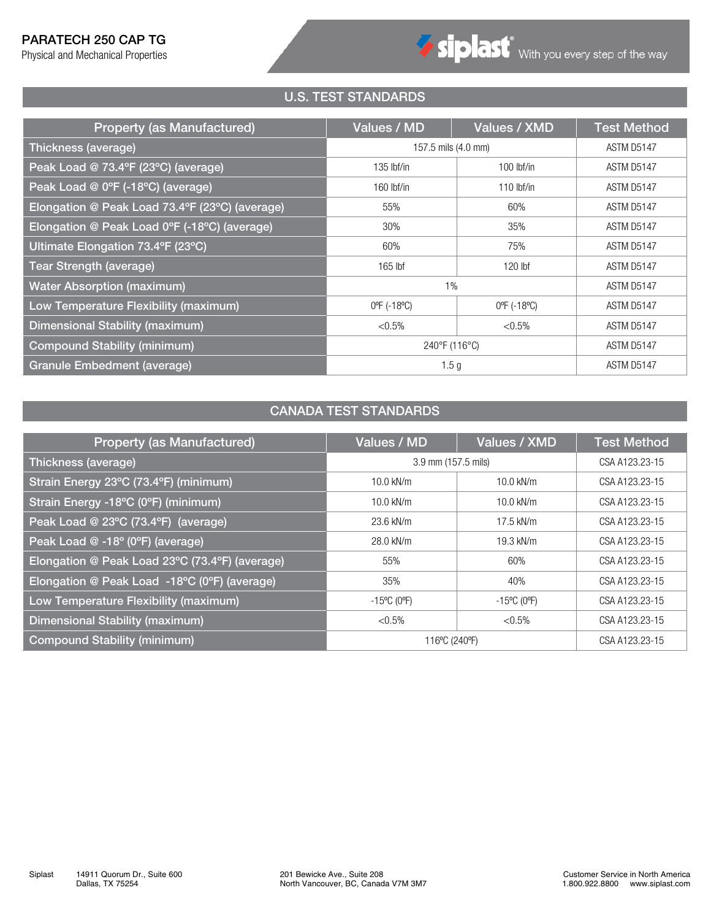# PARATECH 250 CAP TG

Physical and Mechanical Properties

## U.S. TEST STANDARDS

| Property (as Manufactured) | Values / MD | Values / XMD | Test Method |
|---|---|---|---|
| Thickness (average) | 157.5 mils (4.0 mm) | | ASTM D5147 |
| Peak Load @ 73.4ºF (23ºC) (average) | 135 lbf/in | 100 lbf/in | ASTM D5147 |
| Peak Load @ 0ºF (-18ºC) (average) | 160 lbf/in | 110 lbf/in | ASTM D5147 |
| Elongation @ Peak Load 73.4ºF (23ºC) (average) | 55% | 60% | ASTM D5147 |
| Elongation @ Peak Load 0ºF (-18ºC) (average) | 30% | 35% | ASTM D5147 |
| Ultimate Elongation 73.4ºF (23ºC) | 60% | 75% | ASTM D5147 |
| Tear Strength (average) | 165 lbf | 120 lbf | ASTM D5147 |
| Water Absorption (maximum) | 1% | | ASTM D5147 |
| Low Temperature Flexibility (maximum) | 0ºF (-18ºC) | 0ºF (-18ºC) | ASTM D5147 |
| Dimensional Stability (maximum) | <0.5% | <0.5% | ASTM D5147 |
| Compound Stability (minimum) | 240°F (116°C) | | ASTM D5147 |
| Granule Embedment (average) | 1.5 g | | ASTM D5147 |

## CANADA TEST STANDARDS

| Property (as Manufactured) | Values / MD | Values / XMD | Test Method |
|---|---|---|---|
| Thickness (average) | 3.9 mm (157.5 mils) | | CSA A123.23-15 |
| Strain Energy 23ºC (73.4ºF) (minimum) | 10.0 kN/m | 10.0 kN/m | CSA A123.23-15 |
| Strain Energy -18ºC (0ºF) (minimum) | 10.0 kN/m | 10.0 kN/m | CSA A123.23-15 |
| Peak Load @ 23ºC (73.4ºF) (average) | 23.6 kN/m | 17.5 kN/m | CSA A123.23-15 |
| Peak Load @ -18º (0ºF) (average) | 28.0 kN/m | 19.3 kN/m | CSA A123.23-15 |
| Elongation @ Peak Load 23ºC (73.4ºF) (average) | 55% | 60% | CSA A123.23-15 |
| Elongation @ Peak Load -18ºC (0ºF) (average) | 35% | 40% | CSA A123.23-15 |
| Low Temperature Flexibility (maximum) | -15ºC (0ºF) | -15ºC (0ºF) | CSA A123.23-15 |
| Dimensional Stability (maximum) | <0.5% | <0.5% | CSA A123.23-15 |
| Compound Stability (minimum) | 116ºC (240ºF) | | CSA A123.23-15 |

Siplast 14911 Quorum Dr., Suite 600 Dallas, TX 75254

201 Bewicke Ave., Suite 208 North Vancouver, BC, Canada V7M 3M7

Customer Service in North America 1.800.922.8800 www.siplast.com